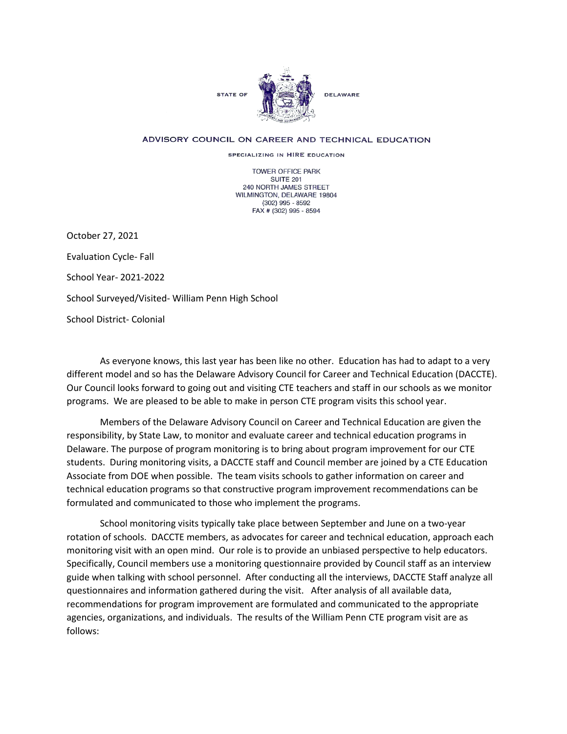STATE OF DELAWARE

ADVISORY COUNCIL ON CAREER AND TECHNICAL EDUCATION

SPECIALIZING IN HIRE EDUCATION

TOWER OFFICE PARK
SUITE 201
240 NORTH JAMES STREET
WILMINGTON, DELAWARE 19804
(302) 995 - 8592
FAX # (302) 995 - 8594

October 27, 2021

Evaluation Cycle- Fall

School Year- 2021-2022

School Surveyed/Visited- William Penn High School

School District- Colonial

As everyone knows, this last year has been like no other. Education has had to adapt to a very different model and so has the Delaware Advisory Council for Career and Technical Education (DACCTE). Our Council looks forward to going out and visiting CTE teachers and staff in our schools as we monitor programs. We are pleased to be able to make in person CTE program visits this school year.

Members of the Delaware Advisory Council on Career and Technical Education are given the responsibility, by State Law, to monitor and evaluate career and technical education programs in Delaware. The purpose of program monitoring is to bring about program improvement for our CTE students. During monitoring visits, a DACCTE staff and Council member are joined by a CTE Education Associate from DOE when possible. The team visits schools to gather information on career and technical education programs so that constructive program improvement recommendations can be formulated and communicated to those who implement the programs.

School monitoring visits typically take place between September and June on a two-year rotation of schools. DACCTE members, as advocates for career and technical education, approach each monitoring visit with an open mind. Our role is to provide an unbiased perspective to help educators. Specifically, Council members use a monitoring questionnaire provided by Council staff as an interview guide when talking with school personnel. After conducting all the interviews, DACCTE Staff analyze all questionnaires and information gathered during the visit. After analysis of all available data, recommendations for program improvement are formulated and communicated to the appropriate agencies, organizations, and individuals. The results of the William Penn CTE program visit are as follows: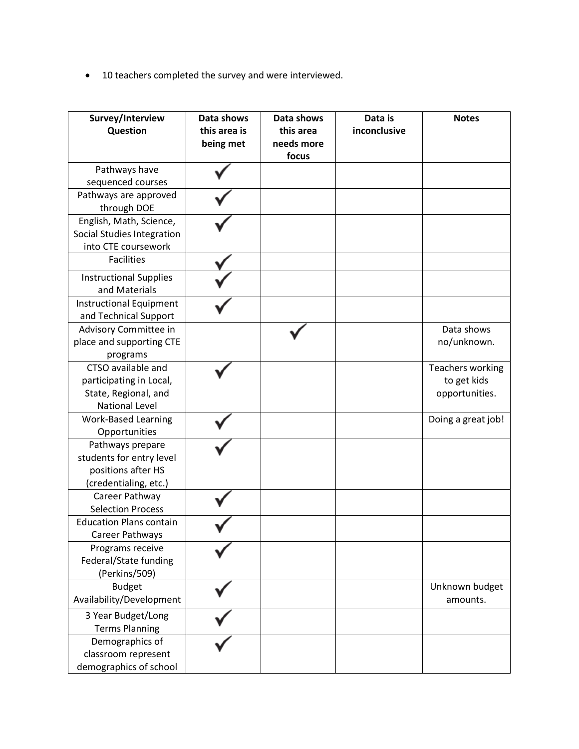- 10 teachers completed the survey and were interviewed.

| Survey/Interview Question | Data shows this area is being met | Data shows this area needs more focus | Data is inconclusive | Notes |
|---|---|---|---|---|
| Pathways have sequenced courses | ✓ | | | |
| Pathways are approved through DOE | ✓ | | | |
| English, Math, Science, Social Studies Integration into CTE coursework | ✓ | | | |
| Facilities | ✓ | | | |
| Instructional Supplies and Materials | ✓ | | | |
| Instructional Equipment and Technical Support | ✓ | | | |
| Advisory Committee in place and supporting CTE programs | | ✓ | | Data shows no/unknown. |
| CTSO available and participating in Local, State, Regional, and National Level | ✓ | | | Teachers working to get kids opportunities. |
| Work-Based Learning Opportunities | ✓ | | | Doing a great job! |
| Pathways prepare students for entry level positions after HS (credentialing, etc.) | ✓ | | | |
| Career Pathway Selection Process | ✓ | | | |
| Education Plans contain Career Pathways | ✓ | | | |
| Programs receive Federal/State funding (Perkins/509) | ✓ | | | |
| Budget Availability/Development | ✓ | | | Unknown budget amounts. |
| 3 Year Budget/Long Terms Planning | ✓ | | | |
| Demographics of classroom represent demographics of school | ✓ | | | |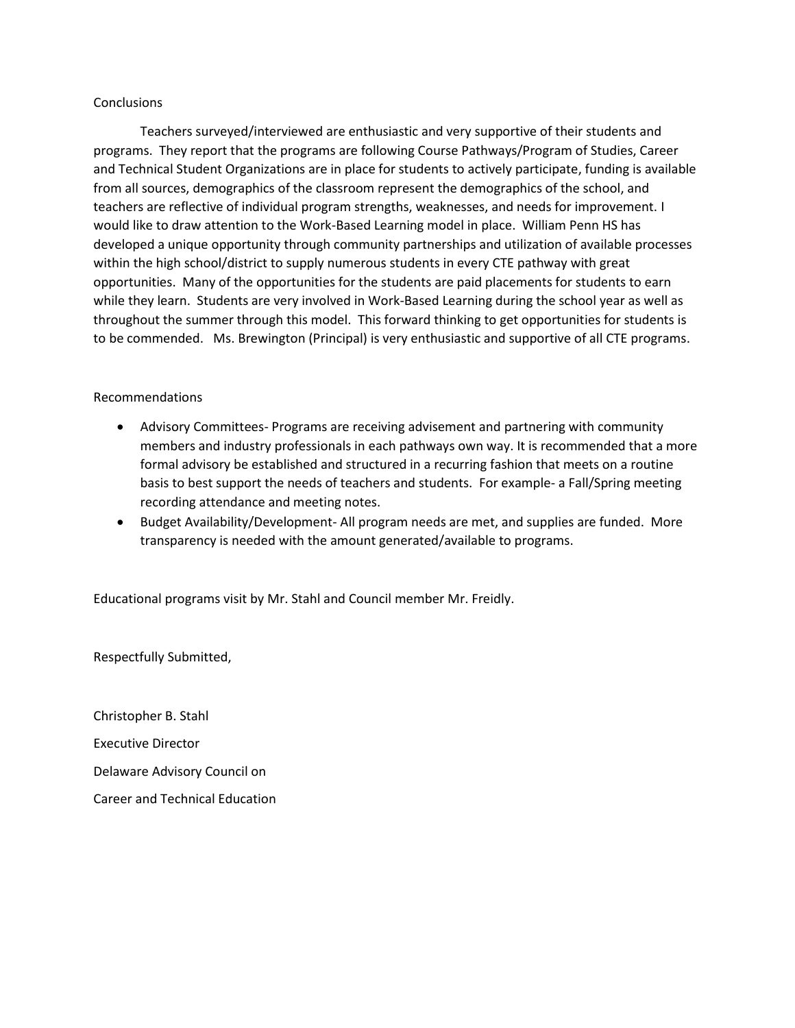## Conclusions

Teachers surveyed/interviewed are enthusiastic and very supportive of their students and programs. They report that the programs are following Course Pathways/Program of Studies, Career and Technical Student Organizations are in place for students to actively participate, funding is available from all sources, demographics of the classroom represent the demographics of the school, and teachers are reflective of individual program strengths, weaknesses, and needs for improvement. I would like to draw attention to the Work-Based Learning model in place. William Penn HS has developed a unique opportunity through community partnerships and utilization of available processes within the high school/district to supply numerous students in every CTE pathway with great opportunities. Many of the opportunities for the students are paid placements for students to earn while they learn. Students are very involved in Work-Based Learning during the school year as well as throughout the summer through this model. This forward thinking to get opportunities for students is to be commended. Ms. Brewington (Principal) is very enthusiastic and supportive of all CTE programs.

## Recommendations

- Advisory Committees- Programs are receiving advisement and partnering with community members and industry professionals in each pathways own way. It is recommended that a more formal advisory be established and structured in a recurring fashion that meets on a routine basis to best support the needs of teachers and students. For example- a Fall/Spring meeting recording attendance and meeting notes.
- Budget Availability/Development- All program needs are met, and supplies are funded. More transparency is needed with the amount generated/available to programs.

Educational programs visit by Mr. Stahl and Council member Mr. Freidly.

Respectfully Submitted,

Christopher B. Stahl

Executive Director

Delaware Advisory Council on

Career and Technical Education